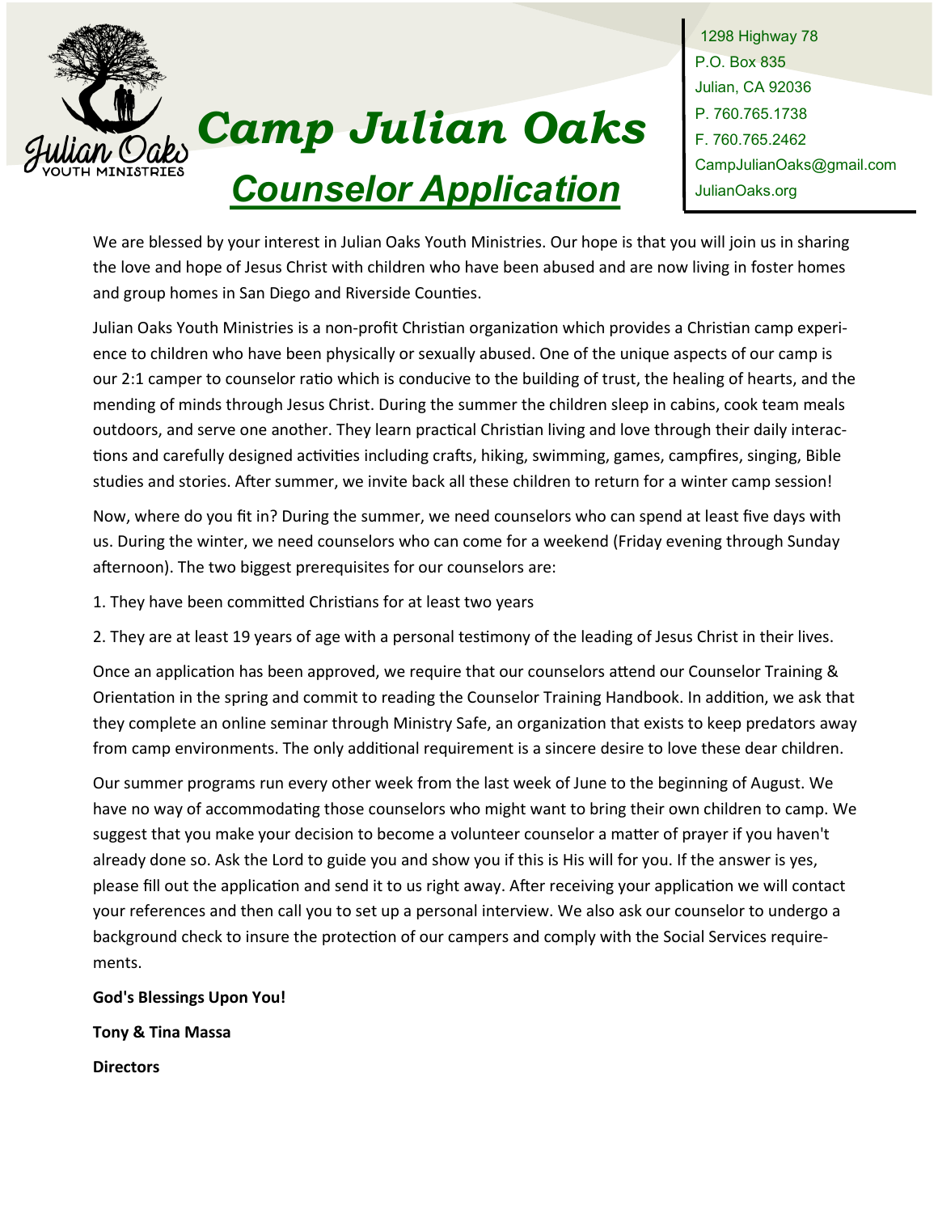# Camp Julian Oaks

## Counselor Application

1298 Highway 78
P.O. Box 835
Julian, CA 92036
P. 760.765.1738
F. 760.765.2462
CampJulianOaks@gmail.com
JulianOaks.org

We are blessed by your interest in Julian Oaks Youth Ministries. Our hope is that you will join us in sharing the love and hope of Jesus Christ with children who have been abused and are now living in foster homes and group homes in San Diego and Riverside Counties.

Julian Oaks Youth Ministries is a non-profit Christian organization which provides a Christian camp experience to children who have been physically or sexually abused. One of the unique aspects of our camp is our 2:1 camper to counselor ratio which is conducive to the building of trust, the healing of hearts, and the mending of minds through Jesus Christ. During the summer the children sleep in cabins, cook team meals outdoors, and serve one another. They learn practical Christian living and love through their daily interactions and carefully designed activities including crafts, hiking, swimming, games, campfires, singing, Bible studies and stories. After summer, we invite back all these children to return for a winter camp session!

Now, where do you fit in? During the summer, we need counselors who can spend at least five days with us. During the winter, we need counselors who can come for a weekend (Friday evening through Sunday afternoon). The two biggest prerequisites for our counselors are:

1. They have been committed Christians for at least two years
2. They are at least 19 years of age with a personal testimony of the leading of Jesus Christ in their lives.

Once an application has been approved, we require that our counselors attend our Counselor Training & Orientation in the spring and commit to reading the Counselor Training Handbook. In addition, we ask that they complete an online seminar through Ministry Safe, an organization that exists to keep predators away from camp environments. The only additional requirement is a sincere desire to love these dear children.

Our summer programs run every other week from the last week of June to the beginning of August. We have no way of accommodating those counselors who might want to bring their own children to camp. We suggest that you make your decision to become a volunteer counselor a matter of prayer if you haven't already done so. Ask the Lord to guide you and show you if this is His will for you. If the answer is yes, please fill out the application and send it to us right away. After receiving your application we will contact your references and then call you to set up a personal interview. We also ask our counselor to undergo a background check to insure the protection of our campers and comply with the Social Services requirements.

**God's Blessings Upon You!**

**Tony & Tina Massa**

**Directors**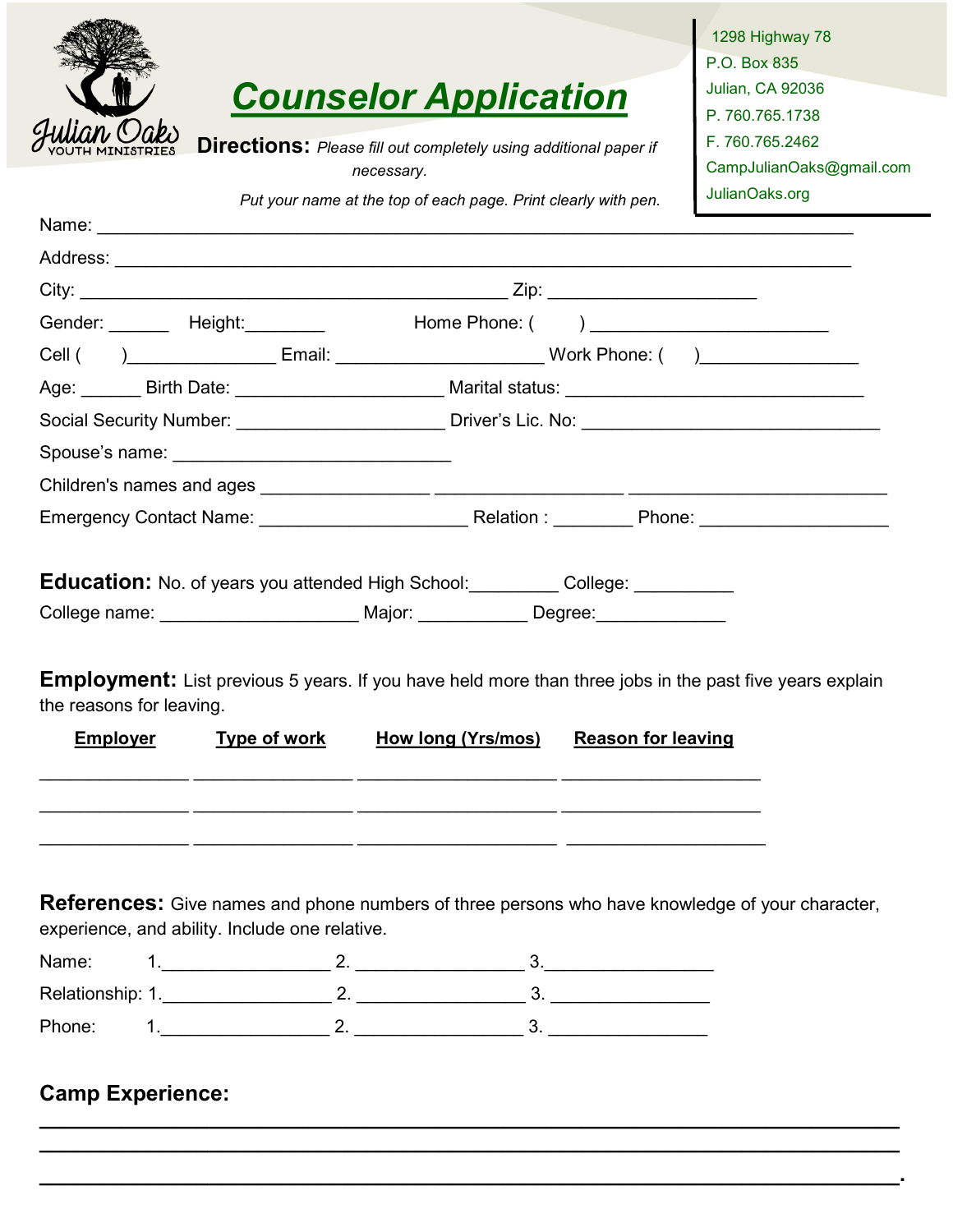Julian Oaks
YOUTH MINISTRIES

# Counselor Application

1298 Highway 78
P.O. Box 835
Julian, CA 92036
P. 760.765.1738
F. 760.765.2462
CampJulianOaks@gmail.com
JulianOaks.org

**Directions:** *Please fill out completely using additional paper if necessary.*

*Put your name at the top of each page. Print clearly with pen.*

Name: ______________________________________________________________________

Address: ____________________________________________________________________

City: ________________________________________ Zip: ____________________

Gender: ______ Height:________ Home Phone: ( ) ______________________

Cell ( )______________ Email: ___________________ Work Phone: ( )______________

Age: ______ Birth Date: ___________________ Marital status: ___________________________

Social Security Number: ___________________ Driver's Lic. No: ___________________________

Spouse's name: __________________________

Children's names and ages _______________ _________________ _______________________

Emergency Contact Name: ___________________ Relation : ________ Phone: __________________

**Education:** No. of years you attended High School:_________ College: __________

College name: ___________________ Major: ___________ Degree:_____________

**Employment:** List previous 5 years. If you have held more than three jobs in the past five years explain the reasons for leaving.

| Employer | Type of work | How long (Yrs/mos) | Reason for leaving |
|---|---|---|---|
| | | | |
| | | | |
| | | | |

**References:** Give names and phone numbers of three persons who have knowledge of your character, experience, and ability. Include one relative.

Name: 1.________________ 2. ________________ 3.________________

Relationship: 1.________________ 2. ________________ 3. ________________

Phone: 1.________________ 2. ________________ 3. ________________

**Camp Experience:**

______________________________________________________________________________

______________________________________________________________________________

______________________________________________________________________________.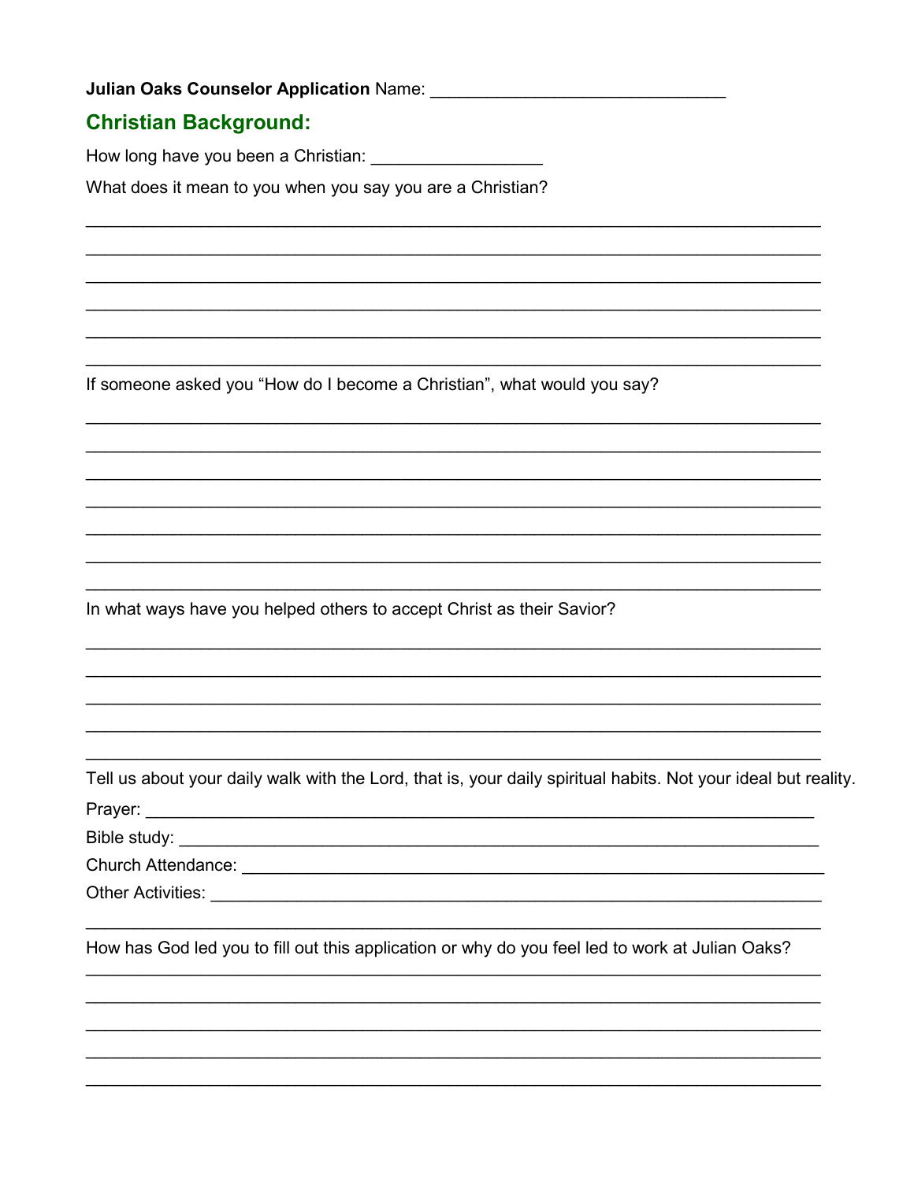**Julian Oaks Counselor Application** Name: ______________________________

## Christian Background:

How long have you been a Christian: _________________

What does it mean to you when you say you are a Christian?

___________________________________________________________________________

___________________________________________________________________________

___________________________________________________________________________

___________________________________________________________________________

___________________________________________________________________________

___________________________________________________________________________

If someone asked you "How do I become a Christian", what would you say?

___________________________________________________________________________

___________________________________________________________________________

___________________________________________________________________________

___________________________________________________________________________

___________________________________________________________________________

___________________________________________________________________________

___________________________________________________________________________

In what ways have you helped others to accept Christ as their Savior?

___________________________________________________________________________

___________________________________________________________________________

___________________________________________________________________________

___________________________________________________________________________

___________________________________________________________________________

Tell us about your daily walk with the Lord, that is, your daily spiritual habits. Not your ideal but reality.

Prayer: ____________________________________________________________________

Bible study: ________________________________________________________________

Church Attendance: __________________________________________________________

Other Activities: _____________________________________________________________

___________________________________________________________________________

How has God led you to fill out this application or why do you feel led to work at Julian Oaks?

___________________________________________________________________________

___________________________________________________________________________

___________________________________________________________________________

___________________________________________________________________________

___________________________________________________________________________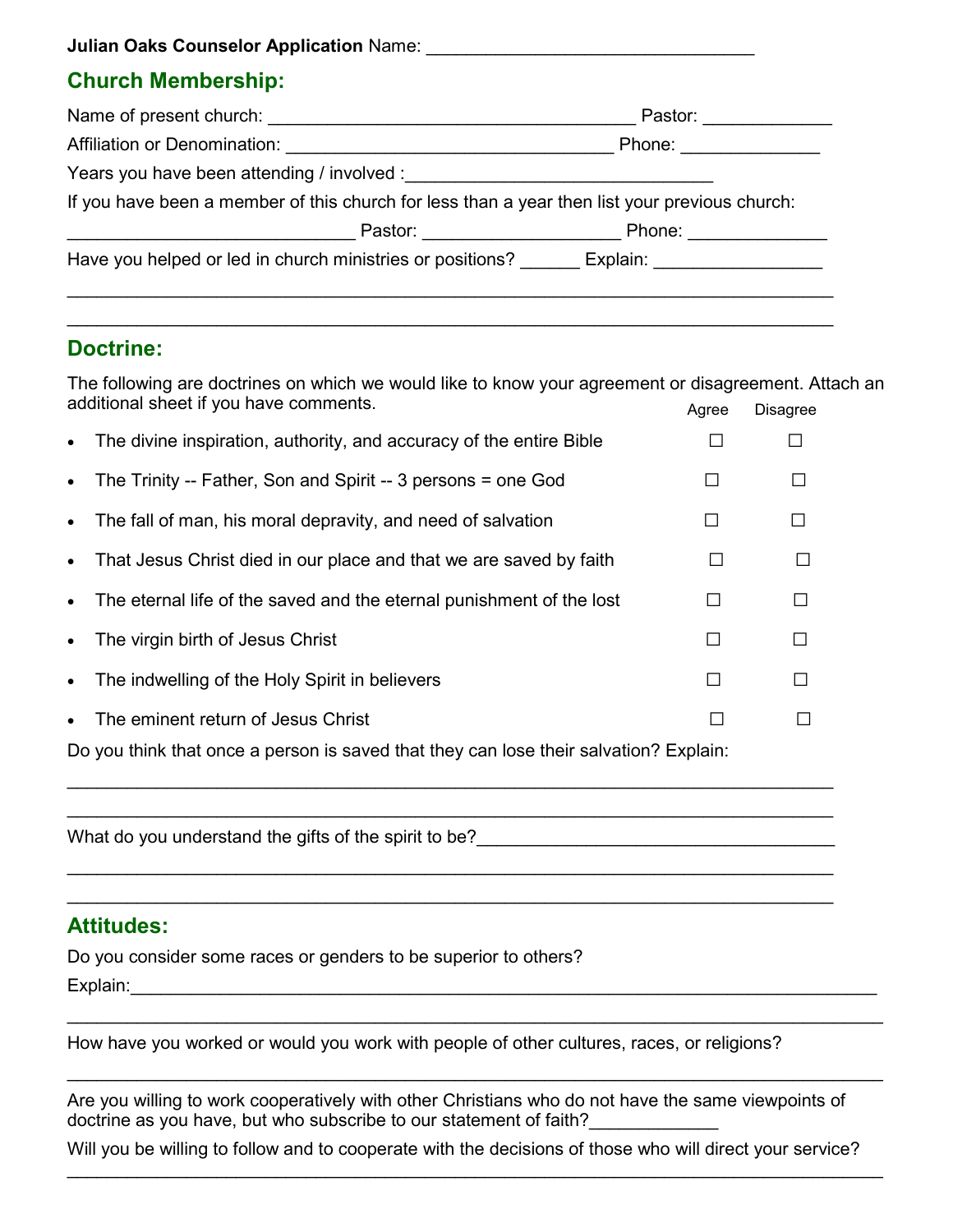**Julian Oaks Counselor Application** Name: ________________________________

## Church Membership:

Name of present church: ____________________________________ Pastor: ____________

Affiliation or Denomination: ________________________________ Phone: _____________

Years you have been attending / involved :______________________________

If you have been a member of this church for less than a year then list your previous church:

___________________________ Pastor: __________________ Phone: _____________

Have you helped or led in church ministries or positions? ______ Explain: ________________

________________________________________________________________________

________________________________________________________________________

## Doctrine:

The following are doctrines on which we would like to know your agreement or disagreement. Attach an additional sheet if you have comments.

| | Agree | Disagree |
|---|---|---|
| • The divine inspiration, authority, and accuracy of the entire Bible | ☐ | ☐ |
| • The Trinity -- Father, Son and Spirit -- 3 persons = one God | ☐ | ☐ |
| • The fall of man, his moral depravity, and need of salvation | ☐ | ☐ |
| • That Jesus Christ died in our place and that we are saved by faith | ☐ | ☐ |
| • The eternal life of the saved and the eternal punishment of the lost | ☐ | ☐ |
| • The virgin birth of Jesus Christ | ☐ | ☐ |
| • The indwelling of the Holy Spirit in believers | ☐ | ☐ |
| • The eminent return of Jesus Christ | ☐ | ☐ |

Do you think that once a person is saved that they can lose their salvation? Explain:

________________________________________________________________________

________________________________________________________________________

What do you understand the gifts of the spirit to be?___________________________________

________________________________________________________________________

________________________________________________________________________

## Attitudes:

Do you consider some races or genders to be superior to others?

Explain:______________________________________________________________________

______________________________________________________________________________

How have you worked or would you work with people of other cultures, races, or religions?

______________________________________________________________________________

Are you willing to work cooperatively with other Christians who do not have the same viewpoints of doctrine as you have, but who subscribe to our statement of faith?_____________

Will you be willing to follow and to cooperate with the decisions of those who will direct your service?

______________________________________________________________________________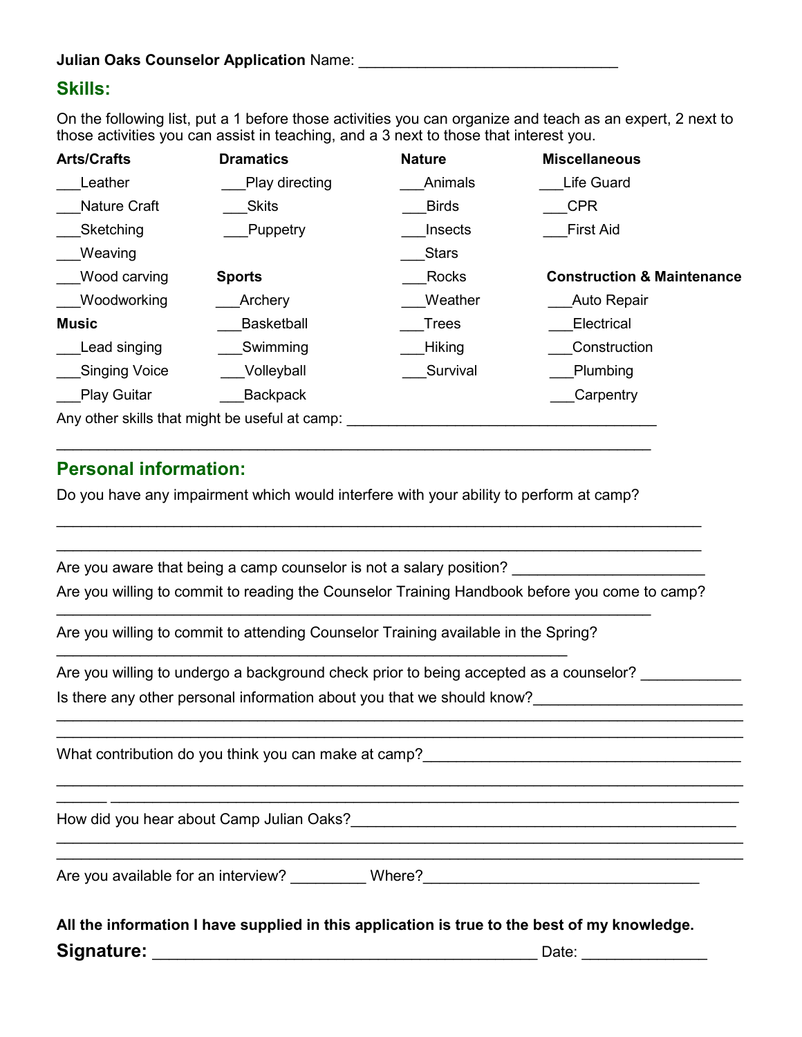**Julian Oaks Counselor Application** Name: ______________________________

## Skills:

On the following list, put a 1 before those activities you can organize and teach as an expert, 2 next to those activities you can assist in teaching, and a 3 next to those that interest you.

**Arts/Crafts**

___Leather

___Nature Craft

___Sketching

___Weaving

___Wood carving

___Woodworking

**Music**

___Lead singing

___Singing Voice

___Play Guitar

**Dramatics**

___Play directing

___Skits

___Puppetry

**Sports**

___Archery

___Basketball

___Swimming

___Volleyball

___Backpack

**Nature**

___Animals

___Birds

___Insects

___Stars

___Rocks

___Weather

___Trees

___Hiking

___Survival

**Miscellaneous**

___Life Guard

___CPR

___First Aid

**Construction & Maintenance**

___Auto Repair

___Electrical

___Construction

___Plumbing

___Carpentry

Any other skills that might be useful at camp: ______________________________________

______________________________________________________________________

## Personal information:

Do you have any impairment which would interfere with your ability to perform at camp?

______________________________________________________________________

______________________________________________________________________

Are you aware that being a camp counselor is not a salary position? ______________________

Are you willing to commit to reading the Counselor Training Handbook before you come to camp?

______________________________________________________________________

Are you willing to commit to attending Counselor Training available in the Spring?

____________________________________________________________

Are you willing to undergo a background check prior to being accepted as a counselor? ___________

Is there any other personal information about you that we should know?________________________

______________________________________________________________________

______________________________________________________________________

What contribution do you think you can make at camp?___________________________________

______________________________________________________________________

______________________________________________________________________

How did you hear about Camp Julian Oaks?____________________________________________

______________________________________________________________________

______________________________________________________________________

Are you available for an interview? _________ Where?_________________________________

**All the information I have supplied in this application is true to the best of my knowledge.**

**Signature:** ___________________________________________ Date: ______________